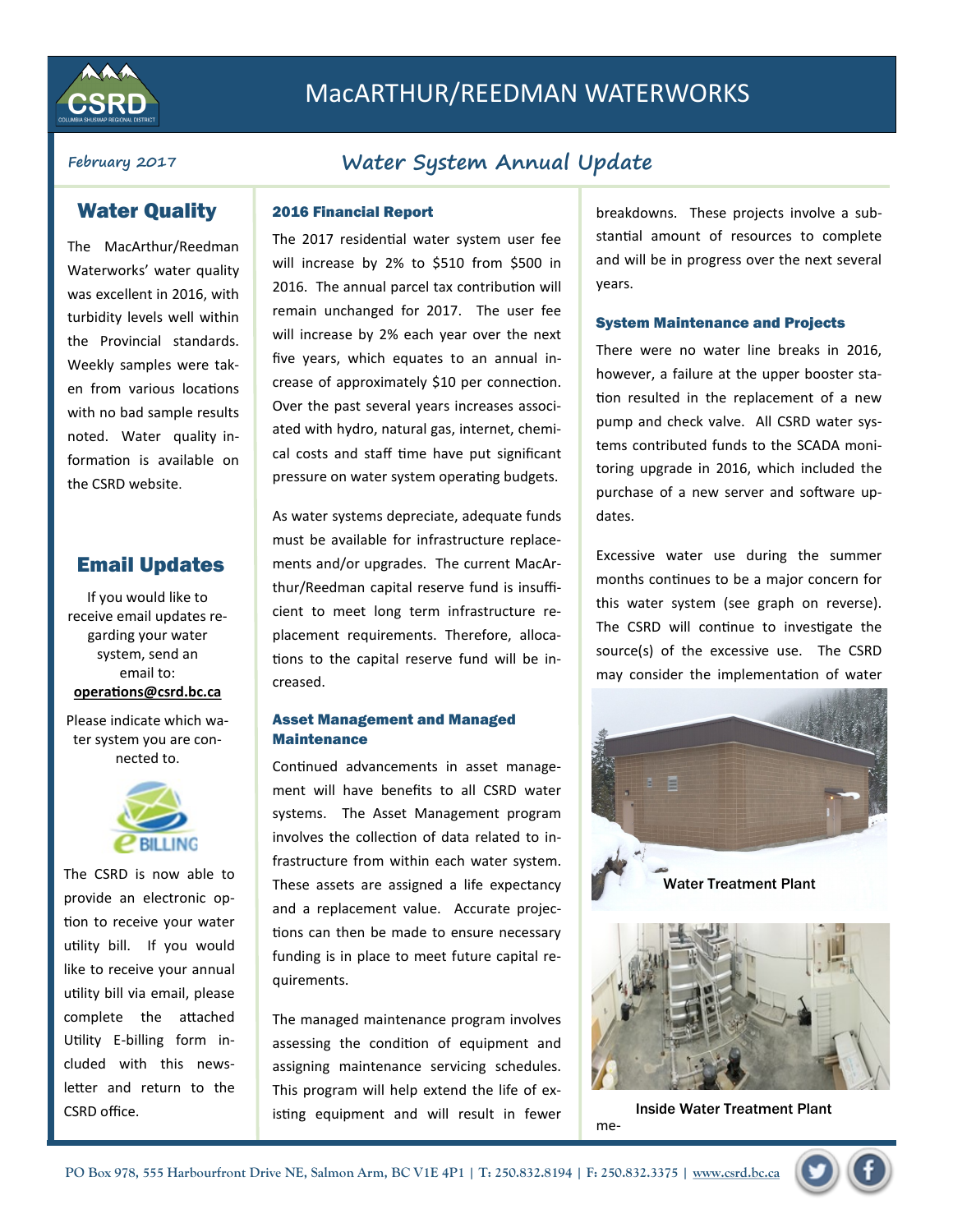# MacARTHUR/REEDMAN WATERWORKS

February 2017

## Water System Annual Update

### Water Quality

The MacArthur/Reedman Waterworks' water quality was excellent in 2016, with turbidity levels well within the Provincial standards. Weekly samples were taken from various locations with no bad sample results noted. Water quality information is available on the CSRD website.

### Email Updates

If you would like to receive email updates regarding your water system, send an email to: **operations@csrd.bc.ca**

Please indicate which water system you are connected to.

The CSRD is now able to provide an electronic option to receive your water utility bill. If you would like to receive your annual utility bill via email, please complete the attached Utility E-billing form included with this newsletter and return to the CSRD office.

### 2016 Financial Report

The 2017 residential water system user fee will increase by 2% to $510 from $500 in 2016. The annual parcel tax contribution will remain unchanged for 2017. The user fee will increase by 2% each year over the next five years, which equates to an annual increase of approximately $10 per connection. Over the past several years increases associated with hydro, natural gas, internet, chemical costs and staff time have put significant pressure on water system operating budgets.

As water systems depreciate, adequate funds must be available for infrastructure replacements and/or upgrades. The current MacArthur/Reedman capital reserve fund is insufficient to meet long term infrastructure replacement requirements. Therefore, allocations to the capital reserve fund will be increased.

### Asset Management and Managed Maintenance

Continued advancements in asset management will have benefits to all CSRD water systems. The Asset Management program involves the collection of data related to infrastructure from within each water system. These assets are assigned a life expectancy and a replacement value. Accurate projections can then be made to ensure necessary funding is in place to meet future capital requirements.

The managed maintenance program involves assessing the condition of equipment and assigning maintenance servicing schedules. This program will help extend the life of existing equipment and will result in fewer breakdowns. These projects involve a substantial amount of resources to complete and will be in progress over the next several years.

### System Maintenance and Projects

There were no water line breaks in 2016, however, a failure at the upper booster station resulted in the replacement of a new pump and check valve. All CSRD water systems contributed funds to the SCADA monitoring upgrade in 2016, which included the purchase of a new server and software updates.

Excessive water use during the summer months continues to be a major concern for this water system (see graph on reverse). The CSRD will continue to investigate the source(s) of the excessive use. The CSRD may consider the implementation of water me-

Water Treatment Plant

Inside Water Treatment Plant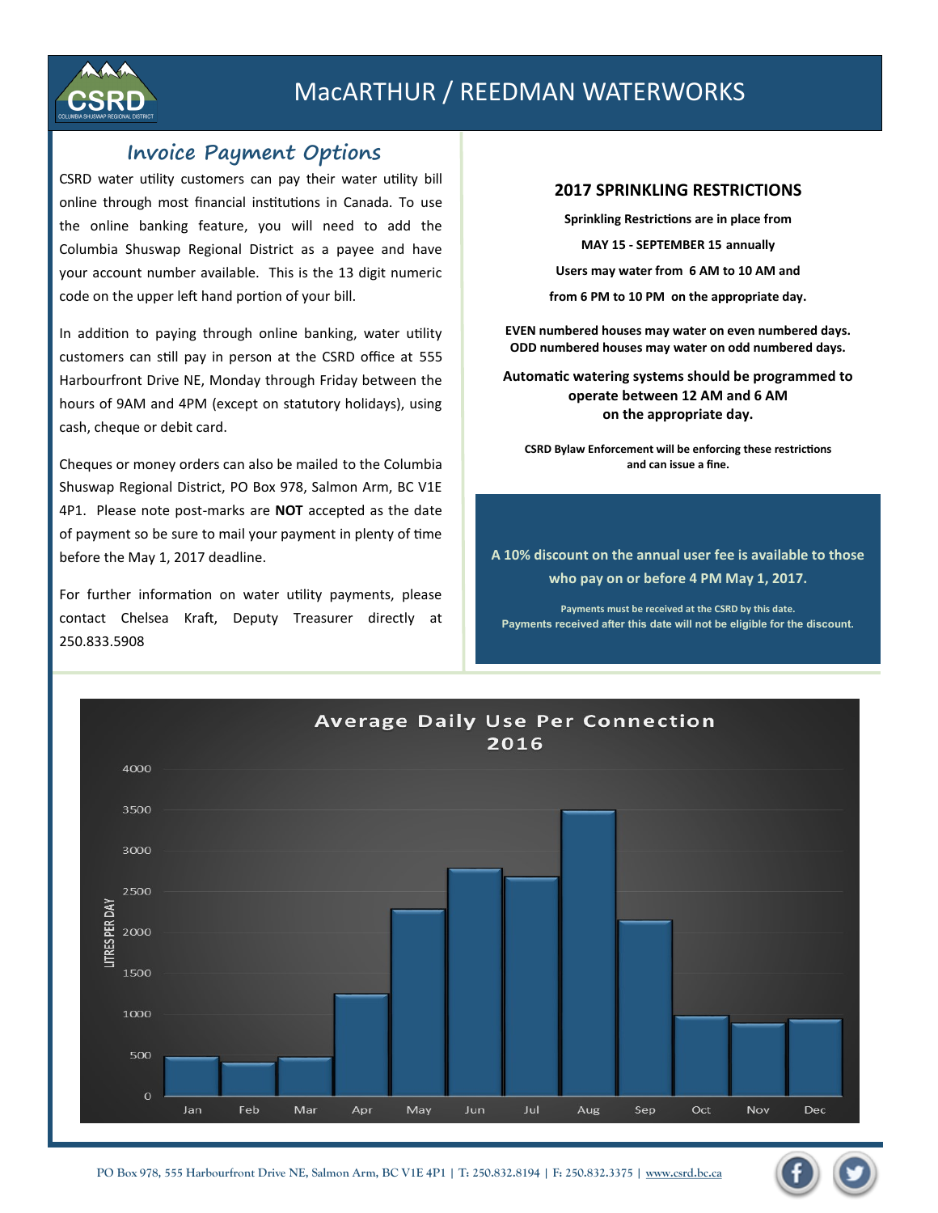# MacARTHUR / REEDMAN WATERWORKS

## Invoice Payment Options

CSRD water utility customers can pay their water utility bill online through most financial institutions in Canada. To use the online banking feature, you will need to add the Columbia Shuswap Regional District as a payee and have your account number available. This is the 13 digit numeric code on the upper left hand portion of your bill.

In addition to paying through online banking, water utility customers can still pay in person at the CSRD office at 555 Harbourfront Drive NE, Monday through Friday between the hours of 9AM and 4PM (except on statutory holidays), using cash, cheque or debit card.

Cheques or money orders can also be mailed to the Columbia Shuswap Regional District, PO Box 978, Salmon Arm, BC V1E 4P1. Please note post-marks are **NOT** accepted as the date of payment so be sure to mail your payment in plenty of time before the May 1, 2017 deadline.

For further information on water utility payments, please contact Chelsea Kraft, Deputy Treasurer directly at 250.833.5908

## 2017 SPRINKLING RESTRICTIONS

**Sprinkling Restrictions are in place from**

**MAY 15 - SEPTEMBER 15 annually**

**Users may water from 6 AM to 10 AM and**

**from 6 PM to 10 PM on the appropriate day.**

**EVEN numbered houses may water on even numbered days.**
**ODD numbered houses may water on odd numbered days.**

**Automatic watering systems should be programmed to operate between 12 AM and 6 AM on the appropriate day.**

**CSRD Bylaw Enforcement will be enforcing these restrictions and can issue a fine.**

**A 10% discount on the annual user fee is available to those who pay on or before 4 PM May 1, 2017.**

Payments must be received at the CSRD by this date.
Payments received after this date will not be eligible for the discount.

Average Daily Use Per Connection
2016

LITRES PER DAY

4000
3500
3000
2500
2000
1500
1000
500
0

Jan Feb Mar Apr May Jun Jul Aug Sep Oct Nov Dec

PO Box 978, 555 Harbourfront Drive NE, Salmon Arm, BC V1E 4P1 | T: 250.832.8194 | F: 250.832.3375 | www.csrd.bc.ca